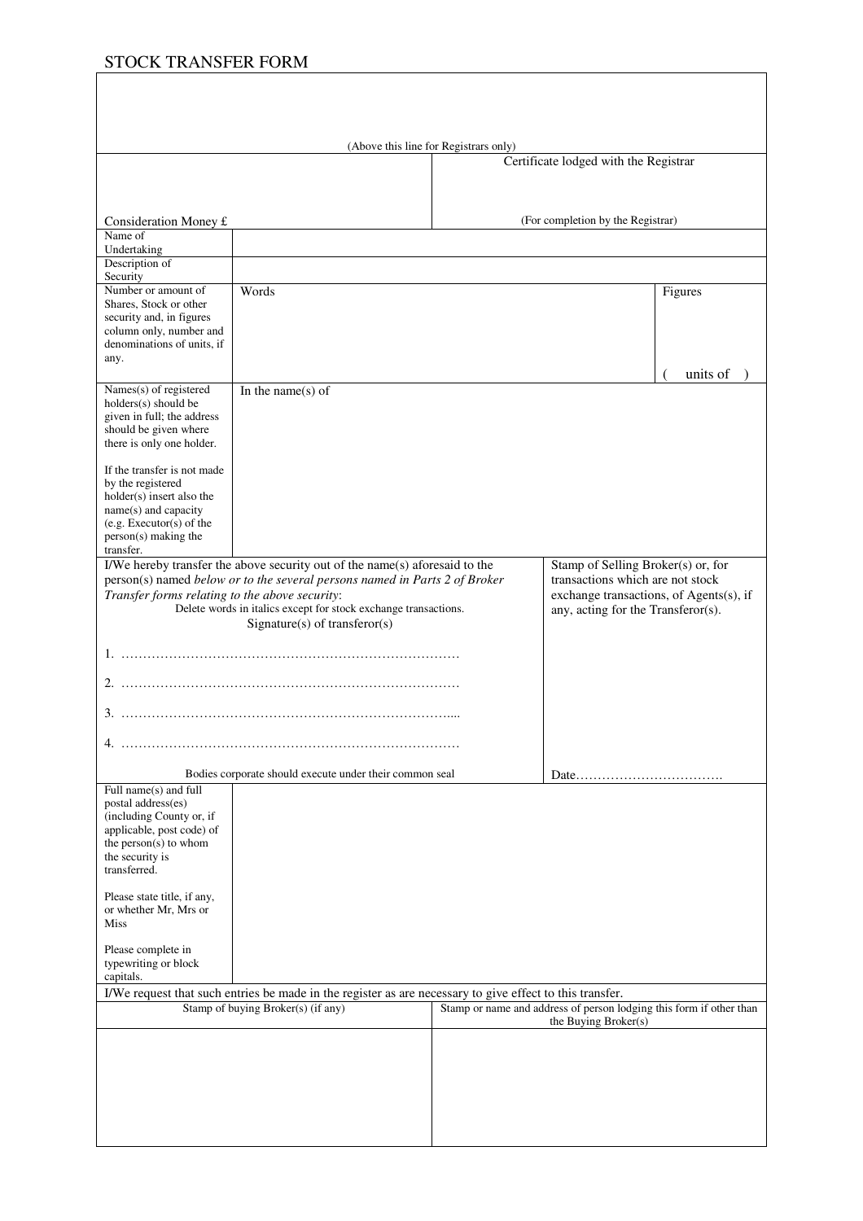# STOCK TRANSFER FORM

(Above this line for Registrars only)

| Consideration Money £ | Certificate lodged with the Registrar<br><br>(For completion by the Registrar) |
|---|---|

| | | |
|---|---|---|
| Name of Undertaking | | |
| Description of Security | | |
| Number or amount of Shares, Stock or other security and, in figures column only, number and denominations of units, if any. | Words | Figures<br><br>( units of ) |
| Names(s) of registered holders(s) should be given in full; the address should be given where there is only one holder.<br><br>If the transfer is not made by the registered holder(s) insert also the name(s) and capacity (e.g. Executor(s) of the person(s) making the transfer. | In the name(s) of | |

I/We hereby transfer the above security out of the name(s) aforesaid to the person(s) named *below or to the several persons named in Parts 2 of Broker Transfer forms relating to the above security*:

Delete words in italics except for stock exchange transactions.

Signature(s) of transferor(s)

1. ……………………………………………………………………

2. ……………………………………………………………………

3. ……………………………………………………………………

4. ……………………………………………………………………

Bodies corporate should execute under their common seal

Stamp of Selling Broker(s) or, for transactions which are not stock exchange transactions, of Agents(s), if any, acting for the Transferor(s).

Date…………………………….

| | |
|---|---|
| Full name(s) and full postal address(es) (including County or, if applicable, post code) of the person(s) to whom the security is transferred.<br><br>Please state title, if any, or whether Mr, Mrs or Miss<br><br>Please complete in typewriting or block capitals. | |

I/We request that such entries be made in the register as are necessary to give effect to this transfer.

| Stamp of buying Broker(s) (if any) | Stamp or name and address of person lodging this form if other than the Buying Broker(s) |
|---|---|
| | |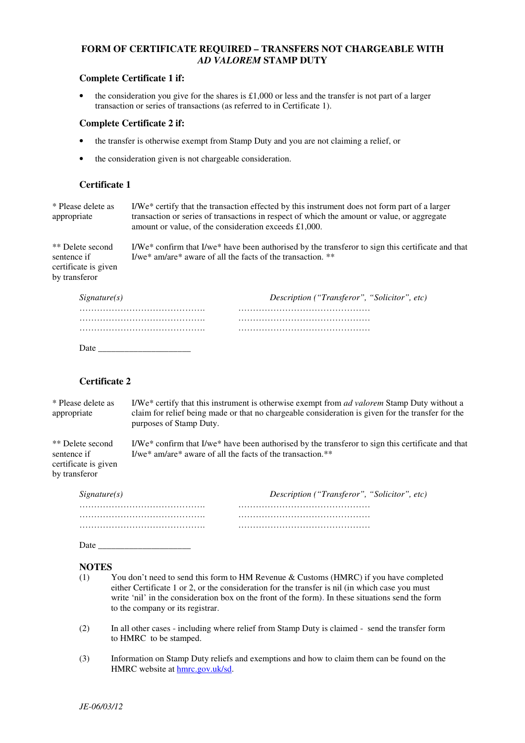## FORM OF CERTIFICATE REQUIRED – TRANSFERS NOT CHARGEABLE WITH *AD VALOREM* STAMP DUTY

### Complete Certificate 1 if:

- the consideration you give for the shares is £1,000 or less and the transfer is not part of a larger transaction or series of transactions (as referred to in Certificate 1).

### Complete Certificate 2 if:

- the transfer is otherwise exempt from Stamp Duty and you are not claiming a relief, or
- the consideration given is not chargeable consideration.

### Certificate 1

| | |
|---|---|
| * Please delete as appropriate | I/We* certify that the transaction effected by this instrument does not form part of a larger transaction or series of transactions in respect of which the amount or value, or aggregate amount or value, of the consideration exceeds £1,000. |
| ** Delete second sentence if certificate is given by transferor | I/We* confirm that I/we* have been authorised by the transferor to sign this certificate and that I/we* am/are* aware of all the facts of the transaction. ** |

| *Signature(s)* | *Description ("Transferor", "Solicitor", etc)* |
|---|---|
| ……………………………………. | ……………………………………… |
| ……………………………………. | ……………………………………… |
| ……………………………………. | ……………………………………… |

Date ____________________

### Certificate 2

| | |
|---|---|
| * Please delete as appropriate | I/We* certify that this instrument is otherwise exempt from *ad valorem* Stamp Duty without a claim for relief being made or that no chargeable consideration is given for the transfer for the purposes of Stamp Duty. |
| ** Delete second sentence if certificate is given by transferor | I/We* confirm that I/we* have been authorised by the transferor to sign this certificate and that I/we* am/are* aware of all the facts of the transaction.** |

| *Signature(s)* | *Description ("Transferor", "Solicitor", etc)* |
|---|---|
| ……………………………………. | ……………………………………… |
| ……………………………………. | ……………………………………… |
| ……………………………………. | ……………………………………… |

Date ____________________

### NOTES

(1) You don't need to send this form to HM Revenue & Customs (HMRC) if you have completed either Certificate 1 or 2, or the consideration for the transfer is nil (in which case you must write 'nil' in the consideration box on the front of the form). In these situations send the form to the company or its registrar.

(2) In all other cases - including where relief from Stamp Duty is claimed - send the transfer form to HMRC to be stamped.

(3) Information on Stamp Duty reliefs and exemptions and how to claim them can be found on the HMRC website at hmrc.gov.uk/sd.

*JE-06/03/12*